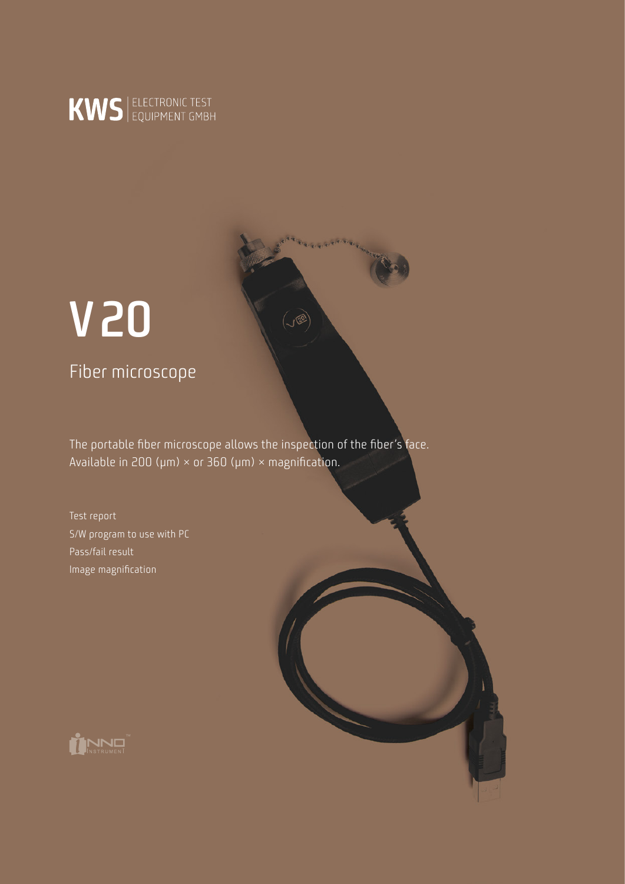KWS | ELECTRONIC TEST EQUIPMENT GMBH

# V 20

## Fiber microscope

The portable fiber microscope allows the inspection of the fiber's face. Available in 200 (μm) × or 360 (μm) × magnification.

Test report
S/W program to use with PC
Pass/fail result
Image magnification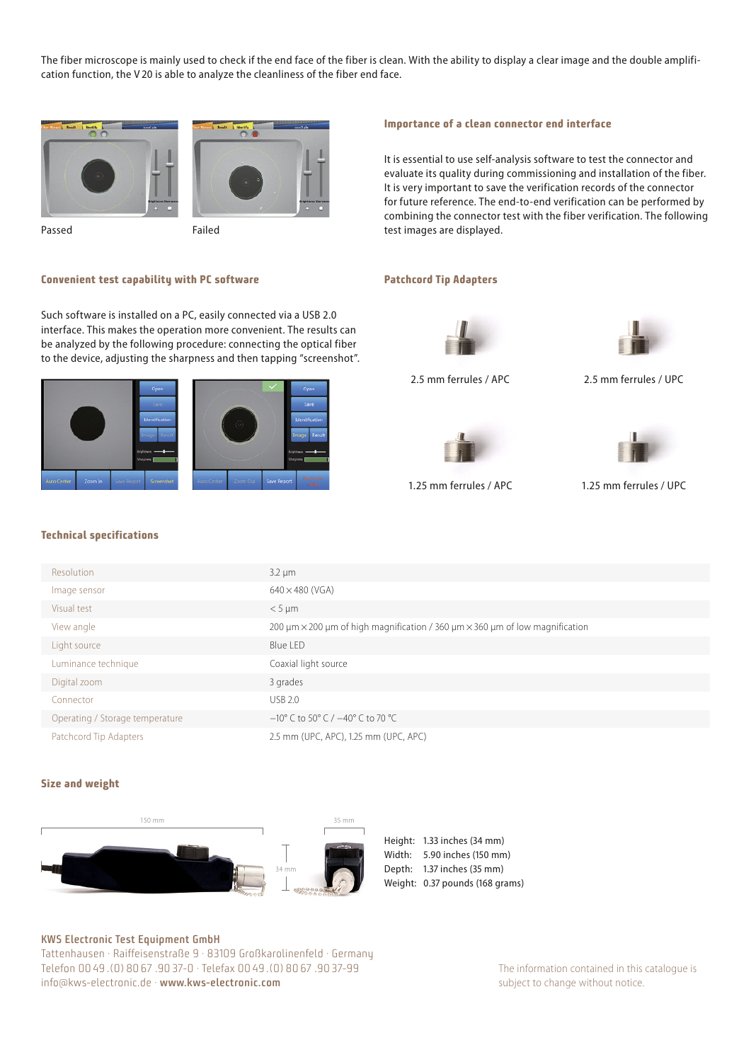The fiber microscope is mainly used to check if the end face of the fiber is clean. With the ability to display a clear image and the double amplification function, the V 20 is able to analyze the cleanliness of the fiber end face.

Passed

Failed

### Importance of a clean connector end interface

It is essential to use self-analysis software to test the connector and evaluate its quality during commissioning and installation of the fiber. It is very important to save the verification records of the connector for future reference. The end-to-end verification can be performed by combining the connector test with the fiber verification. The following test images are displayed.

### Convenient test capability with PC software

Such software is installed on a PC, easily connected via a USB 2.0 interface. This makes the operation more convenient. The results can be analyzed by the following procedure: connecting the optical fiber to the device, adjusting the sharpness and then tapping "screenshot".

### Patchcord Tip Adapters

2.5 mm ferrules / APC

2.5 mm ferrules / UPC

1.25 mm ferrules / APC

1.25 mm ferrules / UPC

### Technical specifications

| | |
|---|---|
| Resolution | 3.2 µm |
| Image sensor | 640 × 480 (VGA) |
| Visual test | < 5 µm |
| View angle | 200 µm × 200 µm of high magnification / 360 µm × 360 µm of low magnification |
| Light source | Blue LED |
| Luminance technique | Coaxial light source |
| Digital zoom | 3 grades |
| Connector | USB 2.0 |
| Operating / Storage temperature | −10° C to 50° C / −40° C to 70 °C |
| Patchcord Tip Adapters | 2.5 mm (UPC, APC), 1.25 mm (UPC, APC) |

### Size and weight

150 mm

35 mm

34 mm

Height: 1.33 inches (34 mm)
Width: 5.90 inches (150 mm)
Depth: 1.37 inches (35 mm)
Weight: 0.37 pounds (168 grams)

**KWS Electronic Test Equipment GmbH**
Tattenhausen · Raiffeisenstraße 9 · 83109 Großkarolinenfeld · Germany
Telefon 00 49 .(0) 80 67 .90 37-0 · Telefax 00 49 .(0) 80 67 .90 37-99
info@kws-electronic.de · **www.kws-electronic.com**

The information contained in this catalogue is subject to change without notice.